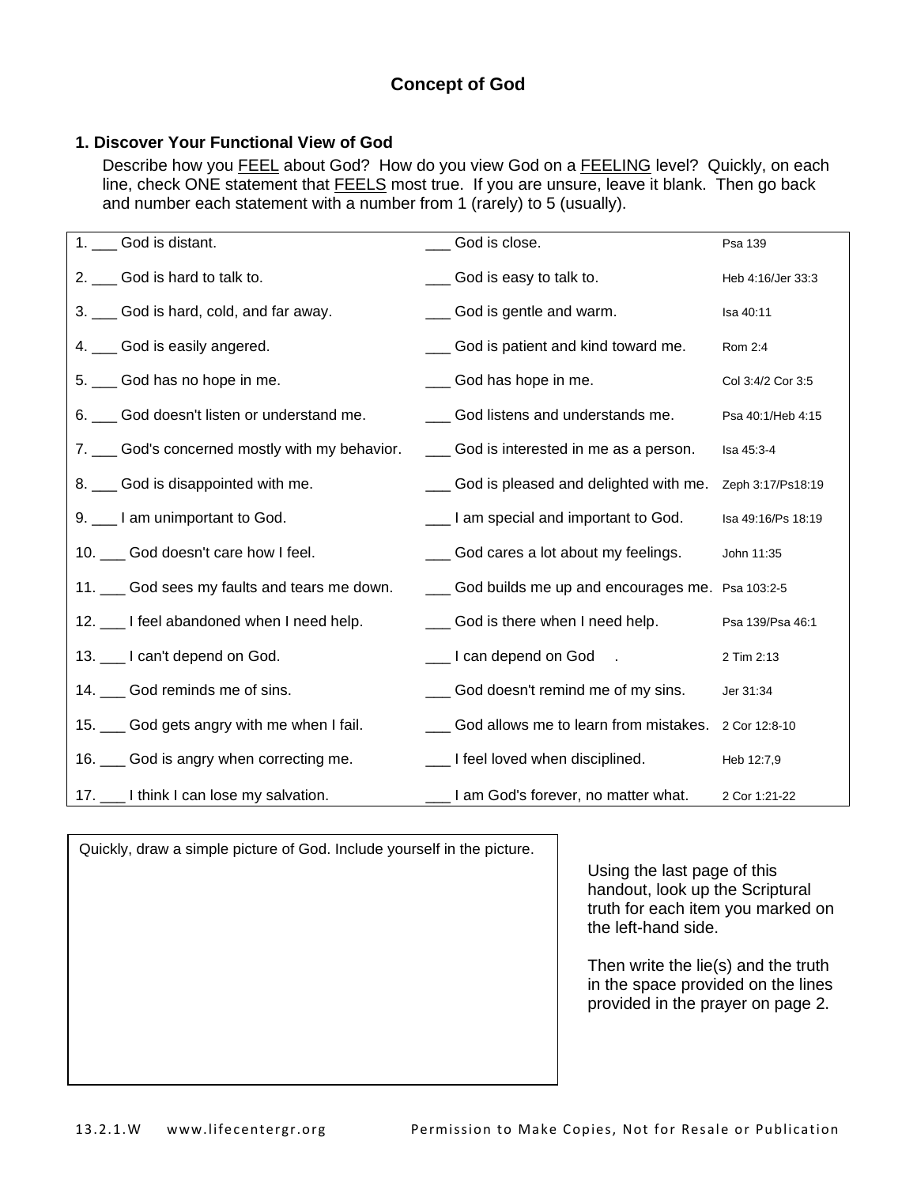# Concept of God

### 1. Discover Your Functional View of God

Describe how you FEEL about God? How do you view God on a FEELING level? Quickly, on each line, check ONE statement that FEELS most true. If you are unsure, leave it blank. Then go back and number each statement with a number from 1 (rarely) to 5 (usually).

| | | |
|---|---|---|
| 1. ___ God is distant. | ___ God is close. | Psa 139 |
| 2. ___ God is hard to talk to. | ___ God is easy to talk to. | Heb 4:16/Jer 33:3 |
| 3. ___ God is hard, cold, and far away. | ___ God is gentle and warm. | Isa 40:11 |
| 4. ___ God is easily angered. | ___ God is patient and kind toward me. | Rom 2:4 |
| 5. ___ God has no hope in me. | ___ God has hope in me. | Col 3:4/2 Cor 3:5 |
| 6. ___ God doesn't listen or understand me. | ___ God listens and understands me. | Psa 40:1/Heb 4:15 |
| 7. ___ God's concerned mostly with my behavior. | ___ God is interested in me as a person. | Isa 45:3-4 |
| 8. ___ God is disappointed with me. | ___ God is pleased and delighted with me. | Zeph 3:17/Ps18:19 |
| 9. ___ I am unimportant to God. | ___ I am special and important to God. | Isa 49:16/Ps 18:19 |
| 10. ___ God doesn't care how I feel. | ___ God cares a lot about my feelings. | John 11:35 |
| 11. ___ God sees my faults and tears me down. | ___ God builds me up and encourages me. | Psa 103:2-5 |
| 12. ___ I feel abandoned when I need help. | ___ God is there when I need help. | Psa 139/Psa 46:1 |
| 13. ___ I can't depend on God. | ___ I can depend on God . | 2 Tim 2:13 |
| 14. ___ God reminds me of sins. | ___ God doesn't remind me of my sins. | Jer 31:34 |
| 15. ___ God gets angry with me when I fail. | ___ God allows me to learn from mistakes. | 2 Cor 12:8-10 |
| 16. ___ God is angry when correcting me. | ___ I feel loved when disciplined. | Heb 12:7,9 |
| 17. ___ I think I can lose my salvation. | ___ I am God's forever, no matter what. | 2 Cor 1:21-22 |

Quickly, draw a simple picture of God. Include yourself in the picture.

Using the last page of this handout, look up the Scriptural truth for each item you marked on the left-hand side.

Then write the lie(s) and the truth in the space provided on the lines provided in the prayer on page 2.

13.2.1.W www.lifecentergr.org Permission to Make Copies, Not for Resale or Publication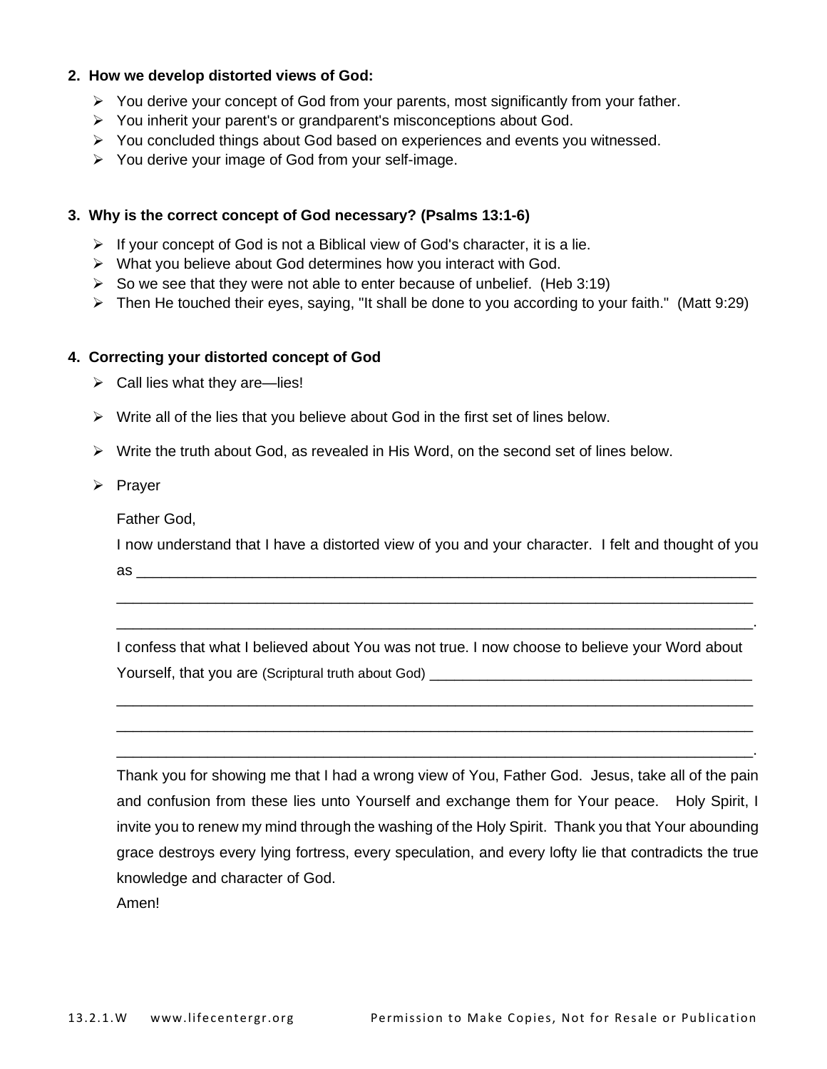**2. How we develop distorted views of God:**

- You derive your concept of God from your parents, most significantly from your father.
- You inherit your parent's or grandparent's misconceptions about God.
- You concluded things about God based on experiences and events you witnessed.
- You derive your image of God from your self-image.

**3. Why is the correct concept of God necessary? (Psalms 13:1-6)**

- If your concept of God is not a Biblical view of God's character, it is a lie.
- What you believe about God determines how you interact with God.
- So we see that they were not able to enter because of unbelief. (Heb 3:19)
- Then He touched their eyes, saying, "It shall be done to you according to your faith." (Matt 9:29)

**4. Correcting your distorted concept of God**

- Call lies what they are—lies!
- Write all of the lies that you believe about God in the first set of lines below.
- Write the truth about God, as revealed in His Word, on the second set of lines below.
- Prayer

  Father God,

  I now understand that I have a distorted view of you and your character. I felt and thought of you as ______________________________________________________________________

  ______________________________________________________________________________

  ______________________________________________________________________________.

  I confess that what I believed about You was not true. I now choose to believe your Word about Yourself, that you are (Scriptural truth about God) ________________________________________

  ______________________________________________________________________________

  ______________________________________________________________________________

  ______________________________________________________________________________.

  Thank you for showing me that I had a wrong view of You, Father God. Jesus, take all of the pain and confusion from these lies unto Yourself and exchange them for Your peace. Holy Spirit, I invite you to renew my mind through the washing of the Holy Spirit. Thank you that Your abounding grace destroys every lying fortress, every speculation, and every lofty lie that contradicts the true knowledge and character of God.

  Amen!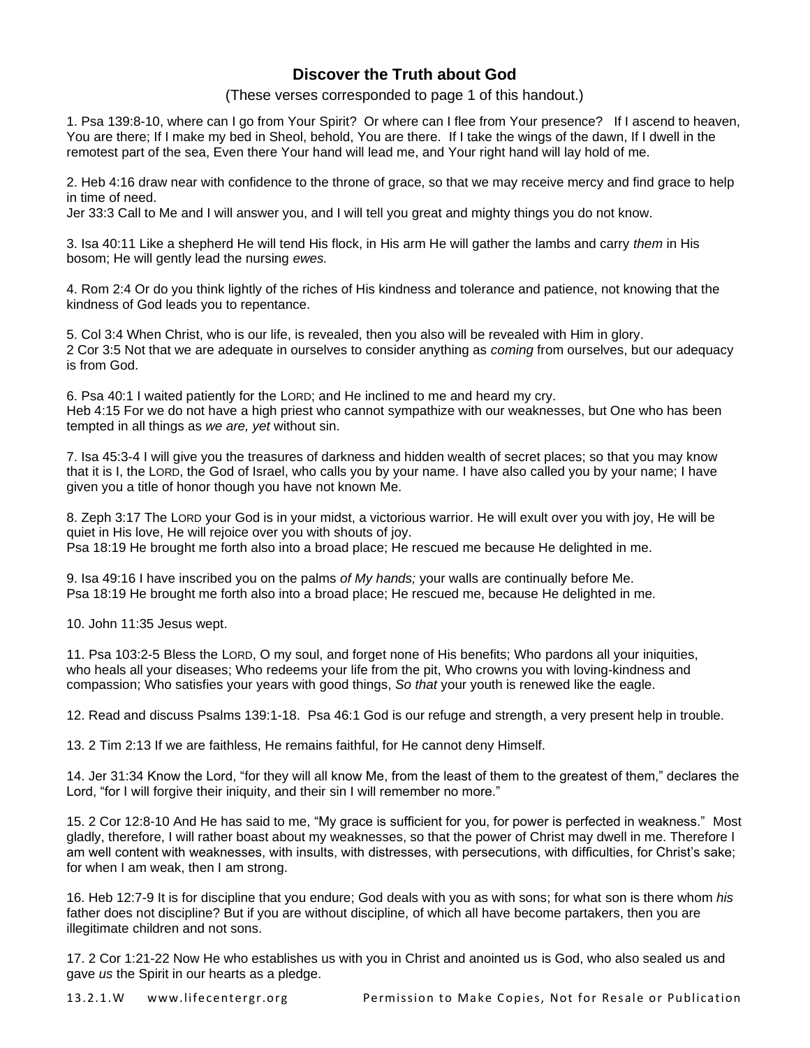## Discover the Truth about God

(These verses corresponded to page 1 of this handout.)

1. Psa 139:8-10, where can I go from Your Spirit? Or where can I flee from Your presence? If I ascend to heaven, You are there; If I make my bed in Sheol, behold, You are there. If I take the wings of the dawn, If I dwell in the remotest part of the sea, Even there Your hand will lead me, and Your right hand will lay hold of me.

2. Heb 4:16 draw near with confidence to the throne of grace, so that we may receive mercy and find grace to help in time of need.
Jer 33:3 Call to Me and I will answer you, and I will tell you great and mighty things you do not know.

3. Isa 40:11 Like a shepherd He will tend His flock, in His arm He will gather the lambs and carry *them* in His bosom; He will gently lead the nursing *ewes.*

4. Rom 2:4 Or do you think lightly of the riches of His kindness and tolerance and patience, not knowing that the kindness of God leads you to repentance.

5. Col 3:4 When Christ, who is our life, is revealed, then you also will be revealed with Him in glory.
2 Cor 3:5 Not that we are adequate in ourselves to consider anything as *coming* from ourselves, but our adequacy is from God.

6. Psa 40:1 I waited patiently for the LORD; and He inclined to me and heard my cry.
Heb 4:15 For we do not have a high priest who cannot sympathize with our weaknesses, but One who has been tempted in all things as *we are, yet* without sin.

7. Isa 45:3-4 I will give you the treasures of darkness and hidden wealth of secret places; so that you may know that it is I, the LORD, the God of Israel, who calls you by your name. I have also called you by your name; I have given you a title of honor though you have not known Me.

8. Zeph 3:17 The LORD your God is in your midst, a victorious warrior. He will exult over you with joy, He will be quiet in His love, He will rejoice over you with shouts of joy.
Psa 18:19 He brought me forth also into a broad place; He rescued me because He delighted in me.

9. Isa 49:16 I have inscribed you on the palms *of My hands;* your walls are continually before Me.
Psa 18:19 He brought me forth also into a broad place; He rescued me, because He delighted in me.

10. John 11:35 Jesus wept.

11. Psa 103:2-5 Bless the LORD, O my soul, and forget none of His benefits; Who pardons all your iniquities, who heals all your diseases; Who redeems your life from the pit, Who crowns you with loving-kindness and compassion; Who satisfies your years with good things, *So that* your youth is renewed like the eagle.

12. Read and discuss Psalms 139:1-18. Psa 46:1 God is our refuge and strength, a very present help in trouble.

13. 2 Tim 2:13 If we are faithless, He remains faithful, for He cannot deny Himself.

14. Jer 31:34 Know the Lord, "for they will all know Me, from the least of them to the greatest of them," declares the Lord, "for I will forgive their iniquity, and their sin I will remember no more."

15. 2 Cor 12:8-10 And He has said to me, "My grace is sufficient for you, for power is perfected in weakness." Most gladly, therefore, I will rather boast about my weaknesses, so that the power of Christ may dwell in me. Therefore I am well content with weaknesses, with insults, with distresses, with persecutions, with difficulties, for Christ's sake; for when I am weak, then I am strong.

16. Heb 12:7-9 It is for discipline that you endure; God deals with you as with sons; for what son is there whom *his* father does not discipline? But if you are without discipline, of which all have become partakers, then you are illegitimate children and not sons.

17. 2 Cor 1:21-22 Now He who establishes us with you in Christ and anointed us is God, who also sealed us and gave *us* the Spirit in our hearts as a pledge.

13.2.1.W www.lifecentergr.org Permission to Make Copies, Not for Resale or Publication